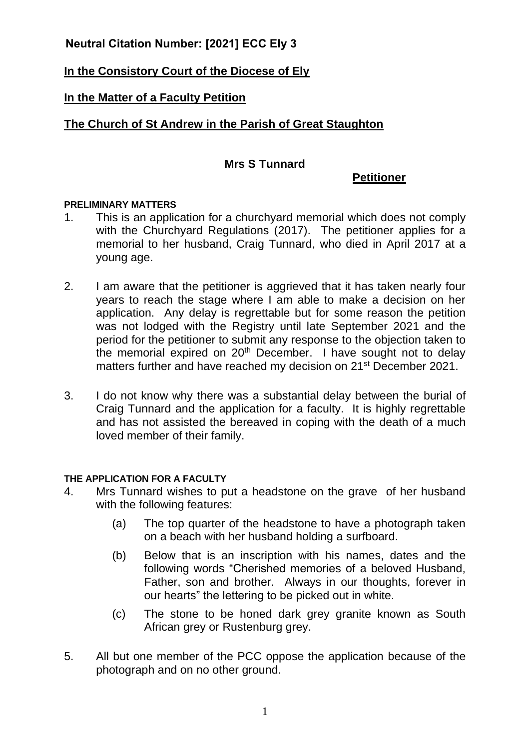**Neutral Citation Number: [2021] ECC Ely 3**

**In the Consistory Court of the Diocese of Ely**

**In the Matter of a Faculty Petition**

**The Church of St Andrew in the Parish of Great Staughton**

**Mrs S Tunnard**

**Petitioner**

**PRELIMINARY MATTERS**

1. This is an application for a churchyard memorial which does not comply with the Churchyard Regulations (2017). The petitioner applies for a memorial to her husband, Craig Tunnard, who died in April 2017 at a young age.

2. I am aware that the petitioner is aggrieved that it has taken nearly four years to reach the stage where I am able to make a decision on her application. Any delay is regrettable but for some reason the petition was not lodged with the Registry until late September 2021 and the period for the petitioner to submit any response to the objection taken to the memorial expired on 20th December. I have sought not to delay matters further and have reached my decision on 21st December 2021.

3. I do not know why there was a substantial delay between the burial of Craig Tunnard and the application for a faculty. It is highly regrettable and has not assisted the bereaved in coping with the death of a much loved member of their family.

**THE APPLICATION FOR A FACULTY**

4. Mrs Tunnard wishes to put a headstone on the grave of her husband with the following features:

   (a) The top quarter of the headstone to have a photograph taken on a beach with her husband holding a surfboard.

   (b) Below that is an inscription with his names, dates and the following words "Cherished memories of a beloved Husband, Father, son and brother. Always in our thoughts, forever in our hearts" the lettering to be picked out in white.

   (c) The stone to be honed dark grey granite known as South African grey or Rustenburg grey.

5. All but one member of the PCC oppose the application because of the photograph and on no other ground.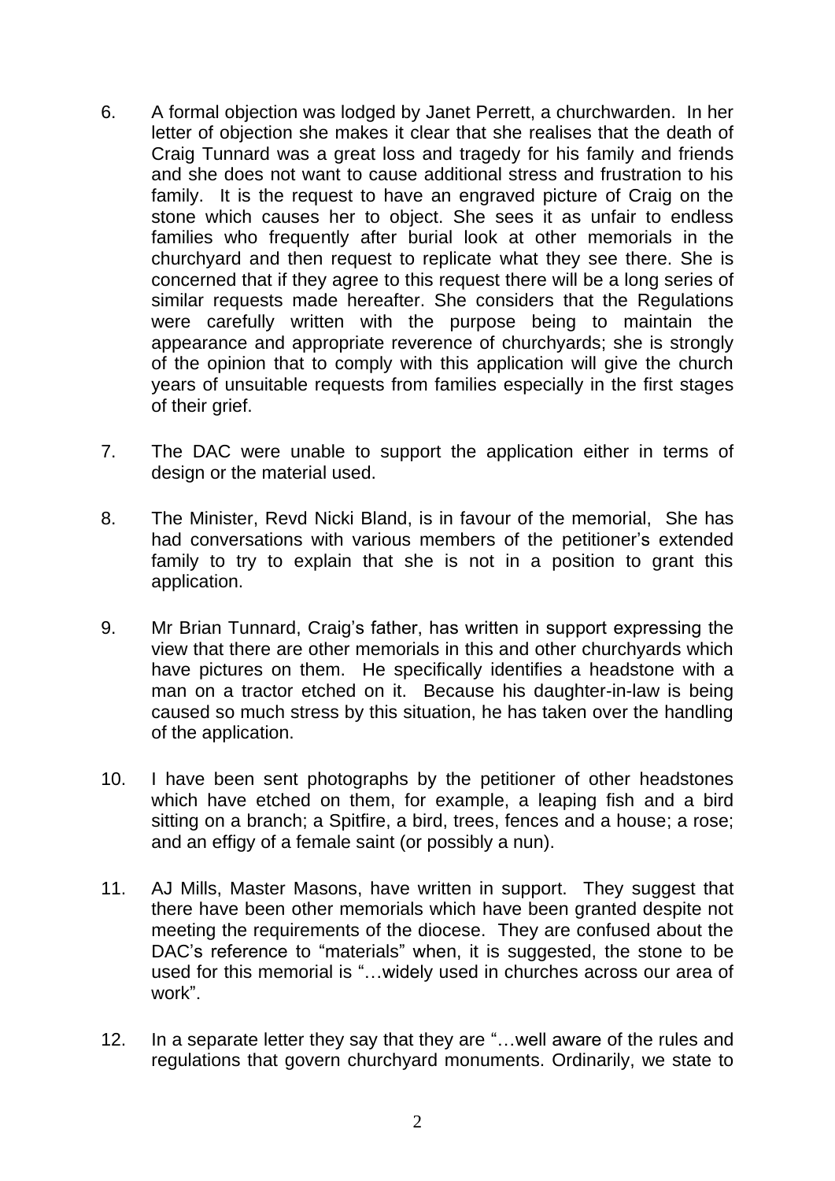6. A formal objection was lodged by Janet Perrett, a churchwarden. In her letter of objection she makes it clear that she realises that the death of Craig Tunnard was a great loss and tragedy for his family and friends and she does not want to cause additional stress and frustration to his family. It is the request to have an engraved picture of Craig on the stone which causes her to object. She sees it as unfair to endless families who frequently after burial look at other memorials in the churchyard and then request to replicate what they see there. She is concerned that if they agree to this request there will be a long series of similar requests made hereafter. She considers that the Regulations were carefully written with the purpose being to maintain the appearance and appropriate reverence of churchyards; she is strongly of the opinion that to comply with this application will give the church years of unsuitable requests from families especially in the first stages of their grief.

7. The DAC were unable to support the application either in terms of design or the material used.

8. The Minister, Revd Nicki Bland, is in favour of the memorial, She has had conversations with various members of the petitioner's extended family to try to explain that she is not in a position to grant this application.

9. Mr Brian Tunnard, Craig's father, has written in support expressing the view that there are other memorials in this and other churchyards which have pictures on them. He specifically identifies a headstone with a man on a tractor etched on it. Because his daughter-in-law is being caused so much stress by this situation, he has taken over the handling of the application.

10. I have been sent photographs by the petitioner of other headstones which have etched on them, for example, a leaping fish and a bird sitting on a branch; a Spitfire, a bird, trees, fences and a house; a rose; and an effigy of a female saint (or possibly a nun).

11. AJ Mills, Master Masons, have written in support. They suggest that there have been other memorials which have been granted despite not meeting the requirements of the diocese. They are confused about the DAC's reference to "materials" when, it is suggested, the stone to be used for this memorial is "…widely used in churches across our area of work".

12. In a separate letter they say that they are "…well aware of the rules and regulations that govern churchyard monuments. Ordinarily, we state to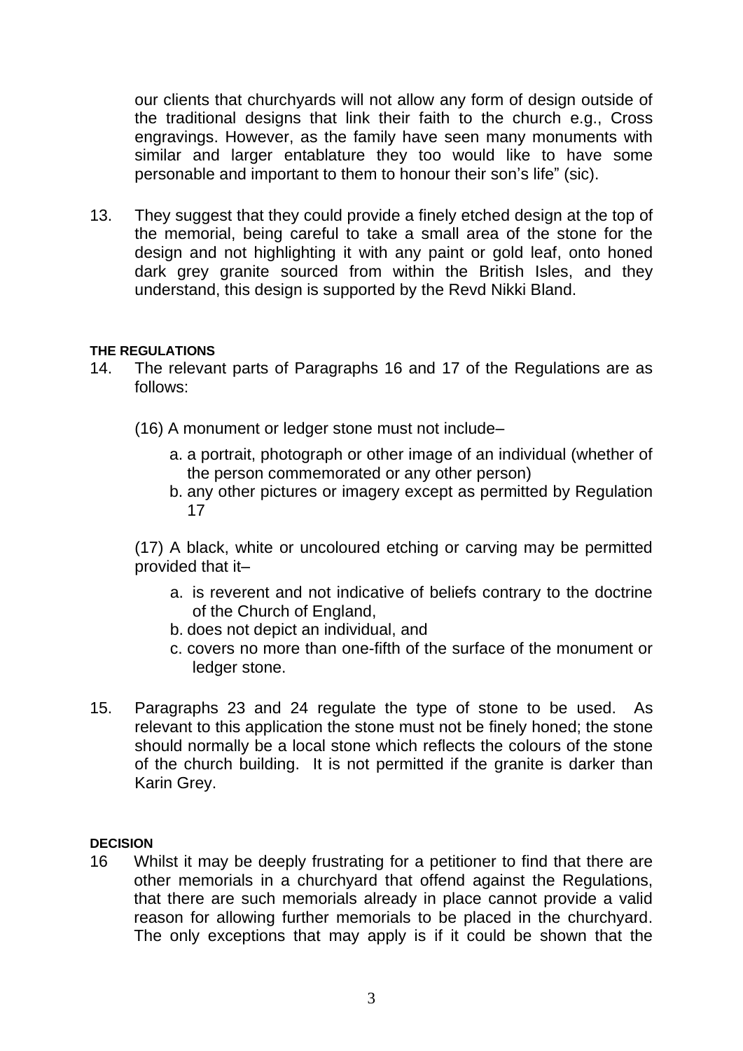our clients that churchyards will not allow any form of design outside of the traditional designs that link their faith to the church e.g., Cross engravings. However, as the family have seen many monuments with similar and larger entablature they too would like to have some personable and important to them to honour their son's life" (sic).

13. They suggest that they could provide a finely etched design at the top of the memorial, being careful to take a small area of the stone for the design and not highlighting it with any paint or gold leaf, onto honed dark grey granite sourced from within the British Isles, and they understand, this design is supported by the Revd Nikki Bland.

**THE REGULATIONS**

14. The relevant parts of Paragraphs 16 and 17 of the Regulations are as follows:

    (16) A monument or ledger stone must not include–

    a. a portrait, photograph or other image of an individual (whether of the person commemorated or any other person)
    b. any other pictures or imagery except as permitted by Regulation 17

    (17) A black, white or uncoloured etching or carving may be permitted provided that it–

    a. is reverent and not indicative of beliefs contrary to the doctrine of the Church of England,
    b. does not depict an individual, and
    c. covers no more than one-fifth of the surface of the monument or ledger stone.

15. Paragraphs 23 and 24 regulate the type of stone to be used. As relevant to this application the stone must not be finely honed; the stone should normally be a local stone which reflects the colours of the stone of the church building. It is not permitted if the granite is darker than Karin Grey.

**DECISION**

16 Whilst it may be deeply frustrating for a petitioner to find that there are other memorials in a churchyard that offend against the Regulations, that there are such memorials already in place cannot provide a valid reason for allowing further memorials to be placed in the churchyard. The only exceptions that may apply is if it could be shown that the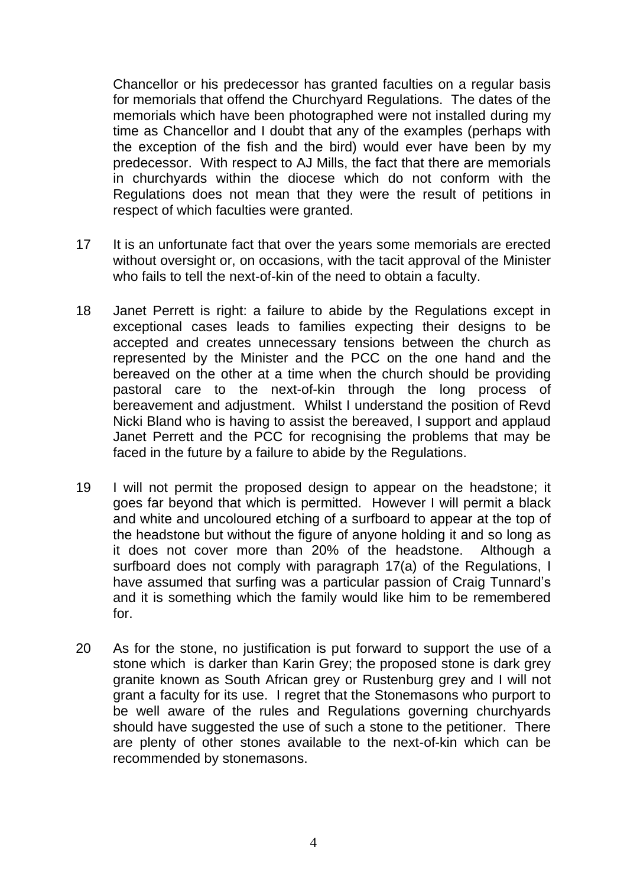Chancellor or his predecessor has granted faculties on a regular basis for memorials that offend the Churchyard Regulations. The dates of the memorials which have been photographed were not installed during my time as Chancellor and I doubt that any of the examples (perhaps with the exception of the fish and the bird) would ever have been by my predecessor. With respect to AJ Mills, the fact that there are memorials in churchyards within the diocese which do not conform with the Regulations does not mean that they were the result of petitions in respect of which faculties were granted.

17 It is an unfortunate fact that over the years some memorials are erected without oversight or, on occasions, with the tacit approval of the Minister who fails to tell the next-of-kin of the need to obtain a faculty.

18 Janet Perrett is right: a failure to abide by the Regulations except in exceptional cases leads to families expecting their designs to be accepted and creates unnecessary tensions between the church as represented by the Minister and the PCC on the one hand and the bereaved on the other at a time when the church should be providing pastoral care to the next-of-kin through the long process of bereavement and adjustment. Whilst I understand the position of Revd Nicki Bland who is having to assist the bereaved, I support and applaud Janet Perrett and the PCC for recognising the problems that may be faced in the future by a failure to abide by the Regulations.

19 I will not permit the proposed design to appear on the headstone; it goes far beyond that which is permitted. However I will permit a black and white and uncoloured etching of a surfboard to appear at the top of the headstone but without the figure of anyone holding it and so long as it does not cover more than 20% of the headstone. Although a surfboard does not comply with paragraph 17(a) of the Regulations, I have assumed that surfing was a particular passion of Craig Tunnard's and it is something which the family would like him to be remembered for.

20 As for the stone, no justification is put forward to support the use of a stone which is darker than Karin Grey; the proposed stone is dark grey granite known as South African grey or Rustenburg grey and I will not grant a faculty for its use. I regret that the Stonemasons who purport to be well aware of the rules and Regulations governing churchyards should have suggested the use of such a stone to the petitioner. There are plenty of other stones available to the next-of-kin which can be recommended by stonemasons.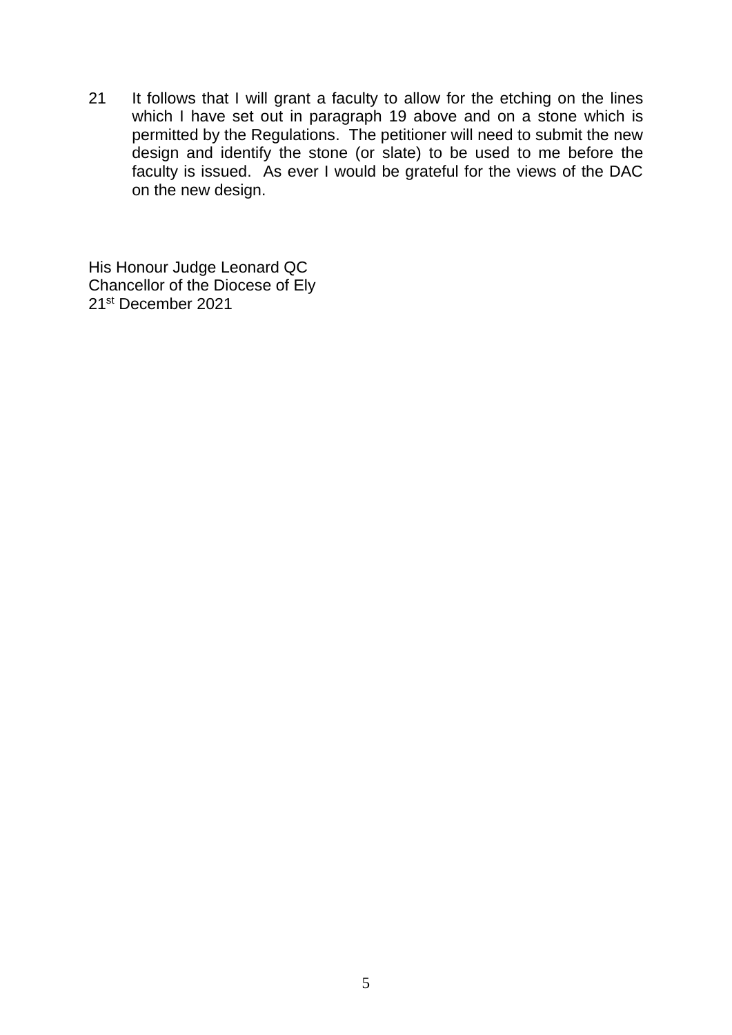21 It follows that I will grant a faculty to allow for the etching on the lines which I have set out in paragraph 19 above and on a stone which is permitted by the Regulations. The petitioner will need to submit the new design and identify the stone (or slate) to be used to me before the faculty is issued. As ever I would be grateful for the views of the DAC on the new design.

His Honour Judge Leonard QC
Chancellor of the Diocese of Ely
21st December 2021